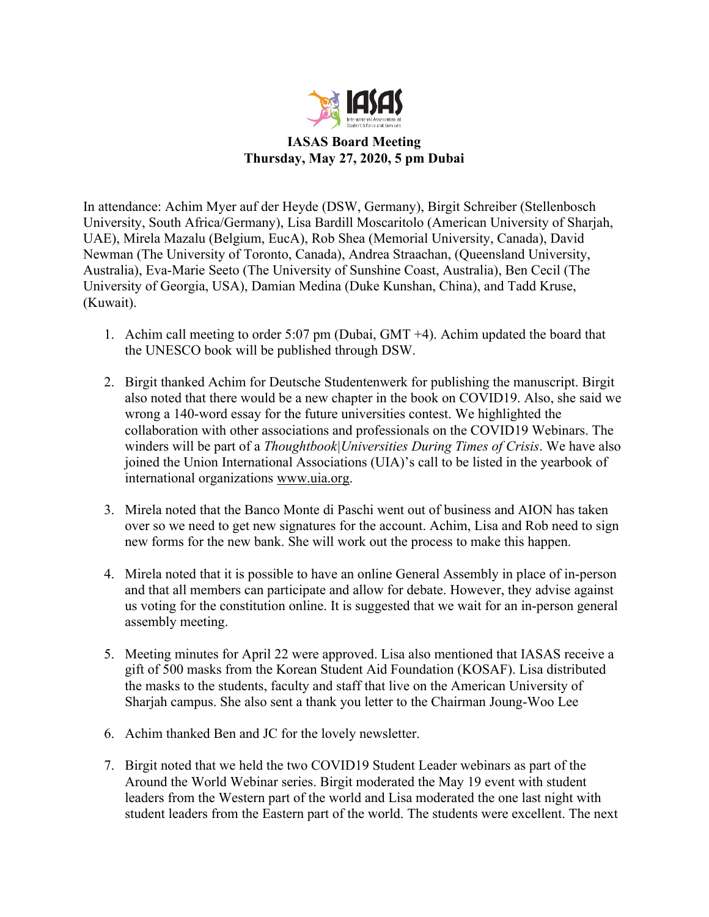**IASAS Board Meeting**
**Thursday, May 27, 2020, 5 pm Dubai**

In attendance: Achim Myer auf der Heyde (DSW, Germany), Birgit Schreiber (Stellenbosch University, South Africa/Germany), Lisa Bardill Moscaritolo (American University of Sharjah, UAE), Mirela Mazalu (Belgium, EucA), Rob Shea (Memorial University, Canada), David Newman (The University of Toronto, Canada), Andrea Straachan, (Queensland University, Australia), Eva-Marie Seeto (The University of Sunshine Coast, Australia), Ben Cecil (The University of Georgia, USA), Damian Medina (Duke Kunshan, China), and Tadd Kruse, (Kuwait).

1. Achim call meeting to order 5:07 pm (Dubai, GMT +4). Achim updated the board that the UNESCO book will be published through DSW.

2. Birgit thanked Achim for Deutsche Studentenwerk for publishing the manuscript. Birgit also noted that there would be a new chapter in the book on COVID19. Also, she said we wrong a 140-word essay for the future universities contest. We highlighted the collaboration with other associations and professionals on the COVID19 Webinars. The winders will be part of a *Thoughtbook|Universities During Times of Crisis*. We have also joined the Union International Associations (UIA)'s call to be listed in the yearbook of international organizations www.uia.org.

3. Mirela noted that the Banco Monte di Paschi went out of business and AION has taken over so we need to get new signatures for the account. Achim, Lisa and Rob need to sign new forms for the new bank. She will work out the process to make this happen.

4. Mirela noted that it is possible to have an online General Assembly in place of in-person and that all members can participate and allow for debate. However, they advise against us voting for the constitution online. It is suggested that we wait for an in-person general assembly meeting.

5. Meeting minutes for April 22 were approved. Lisa also mentioned that IASAS receive a gift of 500 masks from the Korean Student Aid Foundation (KOSAF). Lisa distributed the masks to the students, faculty and staff that live on the American University of Sharjah campus. She also sent a thank you letter to the Chairman Joung-Woo Lee

6. Achim thanked Ben and JC for the lovely newsletter.

7. Birgit noted that we held the two COVID19 Student Leader webinars as part of the Around the World Webinar series. Birgit moderated the May 19 event with student leaders from the Western part of the world and Lisa moderated the one last night with student leaders from the Eastern part of the world. The students were excellent. The next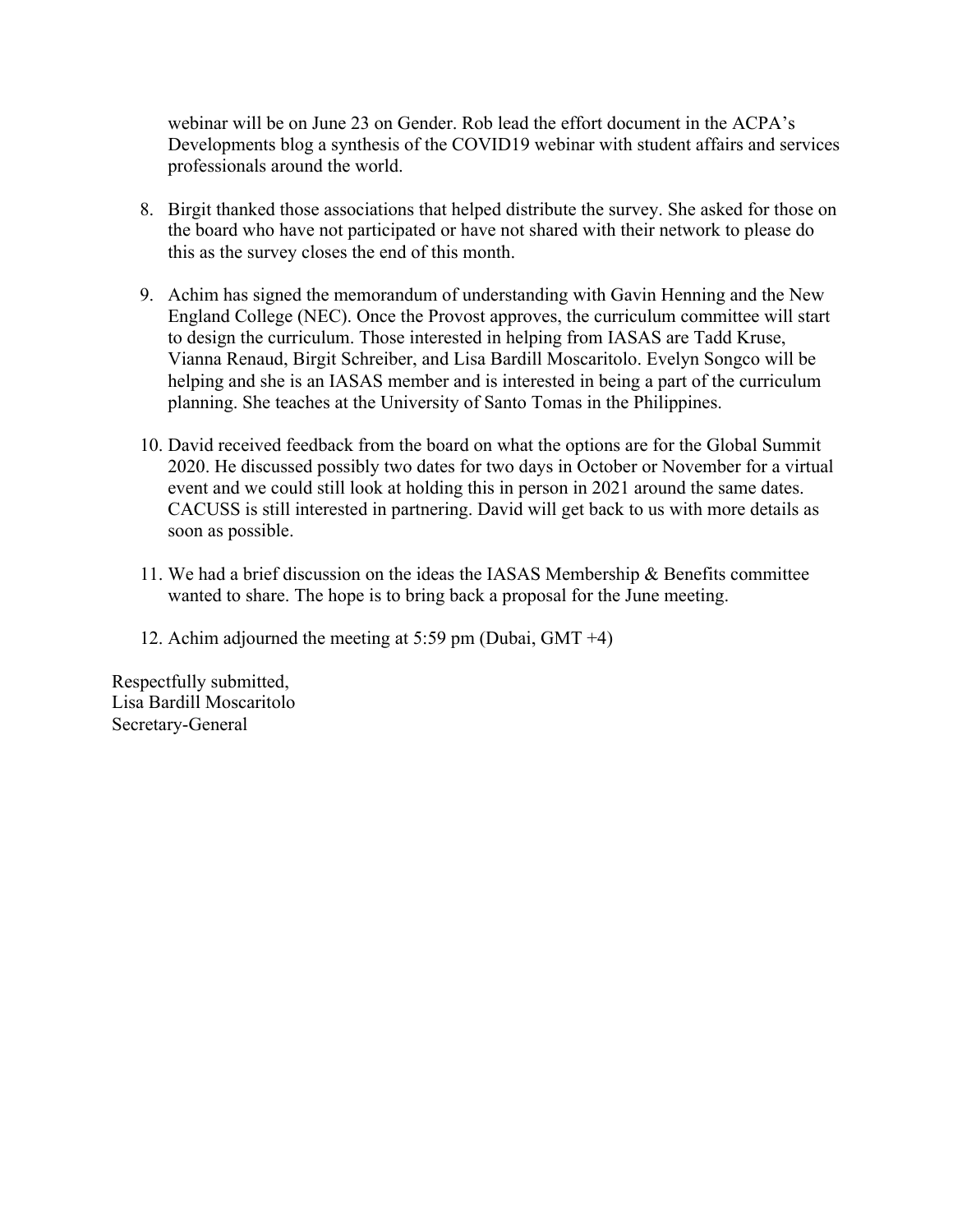webinar will be on June 23 on Gender. Rob lead the effort document in the ACPA's Developments blog a synthesis of the COVID19 webinar with student affairs and services professionals around the world.

8. Birgit thanked those associations that helped distribute the survey. She asked for those on the board who have not participated or have not shared with their network to please do this as the survey closes the end of this month.

9. Achim has signed the memorandum of understanding with Gavin Henning and the New England College (NEC). Once the Provost approves, the curriculum committee will start to design the curriculum. Those interested in helping from IASAS are Tadd Kruse, Vianna Renaud, Birgit Schreiber, and Lisa Bardill Moscaritolo. Evelyn Songco will be helping and she is an IASAS member and is interested in being a part of the curriculum planning. She teaches at the University of Santo Tomas in the Philippines.

10. David received feedback from the board on what the options are for the Global Summit 2020. He discussed possibly two dates for two days in October or November for a virtual event and we could still look at holding this in person in 2021 around the same dates. CACUSS is still interested in partnering. David will get back to us with more details as soon as possible.

11. We had a brief discussion on the ideas the IASAS Membership & Benefits committee wanted to share. The hope is to bring back a proposal for the June meeting.

12. Achim adjourned the meeting at 5:59 pm (Dubai, GMT +4)

Respectfully submitted,
Lisa Bardill Moscaritolo
Secretary-General